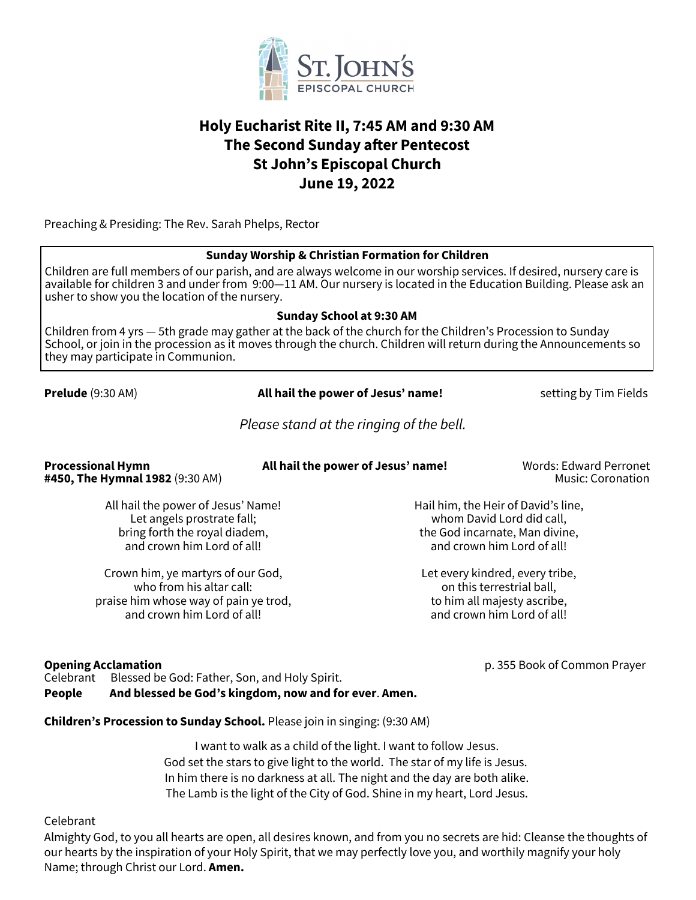ST. JOHN'S
EPISCOPAL CHURCH

# Holy Eucharist Rite II, 7:45 AM and 9:30 AM
# The Second Sunday after Pentecost
# St John's Episcopal Church
# June 19, 2022

Preaching & Presiding: The Rev. Sarah Phelps, Rector

**Sunday Worship & Christian Formation for Children**

Children are full members of our parish, and are always welcome in our worship services. If desired, nursery care is available for children 3 and under from 9:00—11 AM. Our nursery is located in the Education Building. Please ask an usher to show you the location of the nursery.

**Sunday School at 9:30 AM**

Children from 4 yrs — 5th grade may gather at the back of the church for the Children's Procession to Sunday School, or join in the procession as it moves through the church. Children will return during the Announcements so they may participate in Communion.

**Prelude** (9:30 AM) **All hail the power of Jesus' name!** setting by Tim Fields

*Please stand at the ringing of the bell.*

**Processional Hymn #450, The Hymnal 1982** (9:30 AM) **All hail the power of Jesus' name!** Words: Edward Perronet, Music: Coronation

All hail the power of Jesus' Name!
Let angels prostrate fall;
bring forth the royal diadem,
and crown him Lord of all!

Crown him, ye martyrs of our God,
who from his altar call:
praise him whose way of pain ye trod,
and crown him Lord of all!

Hail him, the Heir of David's line,
whom David Lord did call,
the God incarnate, Man divine,
and crown him Lord of all!

Let every kindred, every tribe,
on this terrestrial ball,
to him all majesty ascribe,
and crown him Lord of all!

**Opening Acclamation** p. 355 Book of Common Prayer

Celebrant Blessed be God: Father, Son, and Holy Spirit.
**People And blessed be God's kingdom, now and for ever. Amen.**

**Children's Procession to Sunday School.** Please join in singing: (9:30 AM)

I want to walk as a child of the light. I want to follow Jesus.
God set the stars to give light to the world. The star of my life is Jesus.
In him there is no darkness at all. The night and the day are both alike.
The Lamb is the light of the City of God. Shine in my heart, Lord Jesus.

Celebrant
Almighty God, to you all hearts are open, all desires known, and from you no secrets are hid: Cleanse the thoughts of our hearts by the inspiration of your Holy Spirit, that we may perfectly love you, and worthily magnify your holy Name; through Christ our Lord. **Amen.**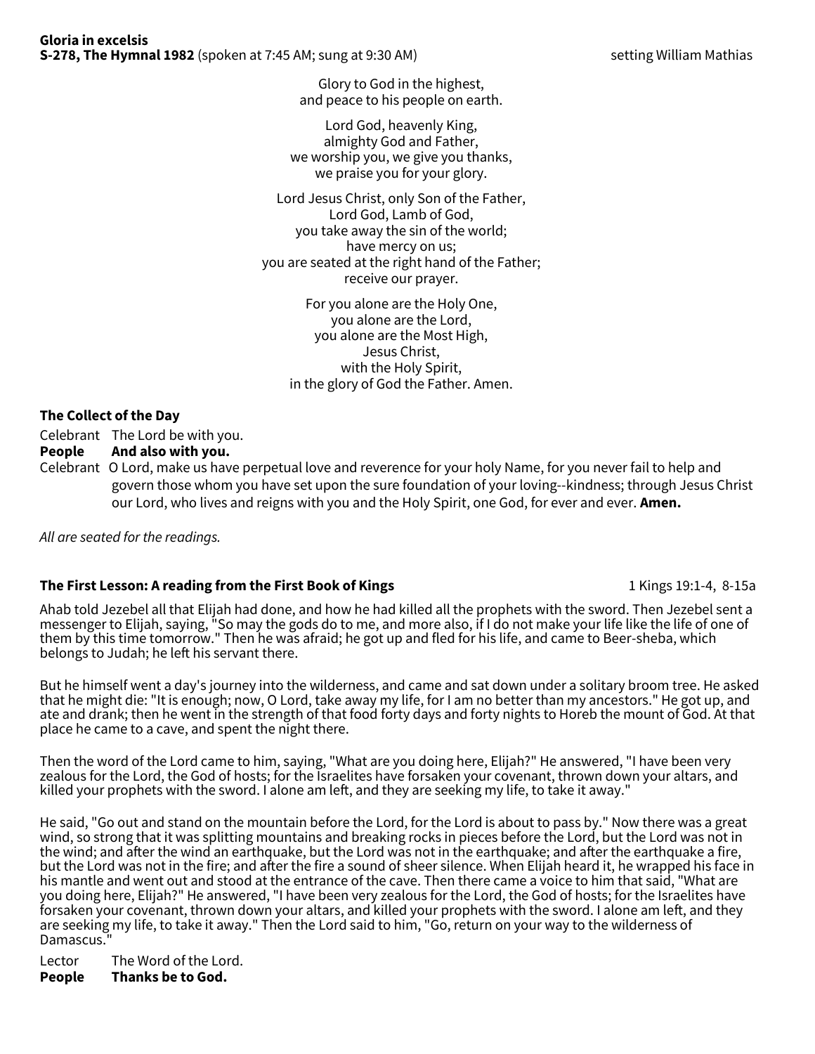**Gloria in excelsis**
**S-278, The Hymnal 1982** (spoken at 7:45 AM; sung at 9:30 AM) setting William Mathias

Glory to God in the highest,
and peace to his people on earth.

Lord God, heavenly King,
almighty God and Father,
we worship you, we give you thanks,
we praise you for your glory.

Lord Jesus Christ, only Son of the Father,
Lord God, Lamb of God,
you take away the sin of the world;
have mercy on us;
you are seated at the right hand of the Father;
receive our prayer.

For you alone are the Holy One,
you alone are the Lord,
you alone are the Most High,
Jesus Christ,
with the Holy Spirit,
in the glory of God the Father. Amen.

**The Collect of the Day**

Celebrant The Lord be with you.
**People And also with you.**
Celebrant O Lord, make us have perpetual love and reverence for your holy Name, for you never fail to help and govern those whom you have set upon the sure foundation of your loving--kindness; through Jesus Christ our Lord, who lives and reigns with you and the Holy Spirit, one God, for ever and ever. **Amen.**

*All are seated for the readings.*

**The First Lesson: A reading from the First Book of Kings** 1 Kings 19:1-4, 8-15a

Ahab told Jezebel all that Elijah had done, and how he had killed all the prophets with the sword. Then Jezebel sent a messenger to Elijah, saying, "So may the gods do to me, and more also, if I do not make your life like the life of one of them by this time tomorrow." Then he was afraid; he got up and fled for his life, and came to Beer-sheba, which belongs to Judah; he left his servant there.

But he himself went a day's journey into the wilderness, and came and sat down under a solitary broom tree. He asked that he might die: "It is enough; now, O Lord, take away my life, for I am no better than my ancestors." He got up, and ate and drank; then he went in the strength of that food forty days and forty nights to Horeb the mount of God. At that place he came to a cave, and spent the night there.

Then the word of the Lord came to him, saying, "What are you doing here, Elijah?" He answered, "I have been very zealous for the Lord, the God of hosts; for the Israelites have forsaken your covenant, thrown down your altars, and killed your prophets with the sword. I alone am left, and they are seeking my life, to take it away."

He said, "Go out and stand on the mountain before the Lord, for the Lord is about to pass by." Now there was a great wind, so strong that it was splitting mountains and breaking rocks in pieces before the Lord, but the Lord was not in the wind; and after the wind an earthquake, but the Lord was not in the earthquake; and after the earthquake a fire, but the Lord was not in the fire; and after the fire a sound of sheer silence. When Elijah heard it, he wrapped his face in his mantle and went out and stood at the entrance of the cave. Then there came a voice to him that said, "What are you doing here, Elijah?" He answered, "I have been very zealous for the Lord, the God of hosts; for the Israelites have forsaken your covenant, thrown down your altars, and killed your prophets with the sword. I alone am left, and they are seeking my life, to take it away." Then the Lord said to him, "Go, return on your way to the wilderness of Damascus."

Lector The Word of the Lord.
**People Thanks be to God.**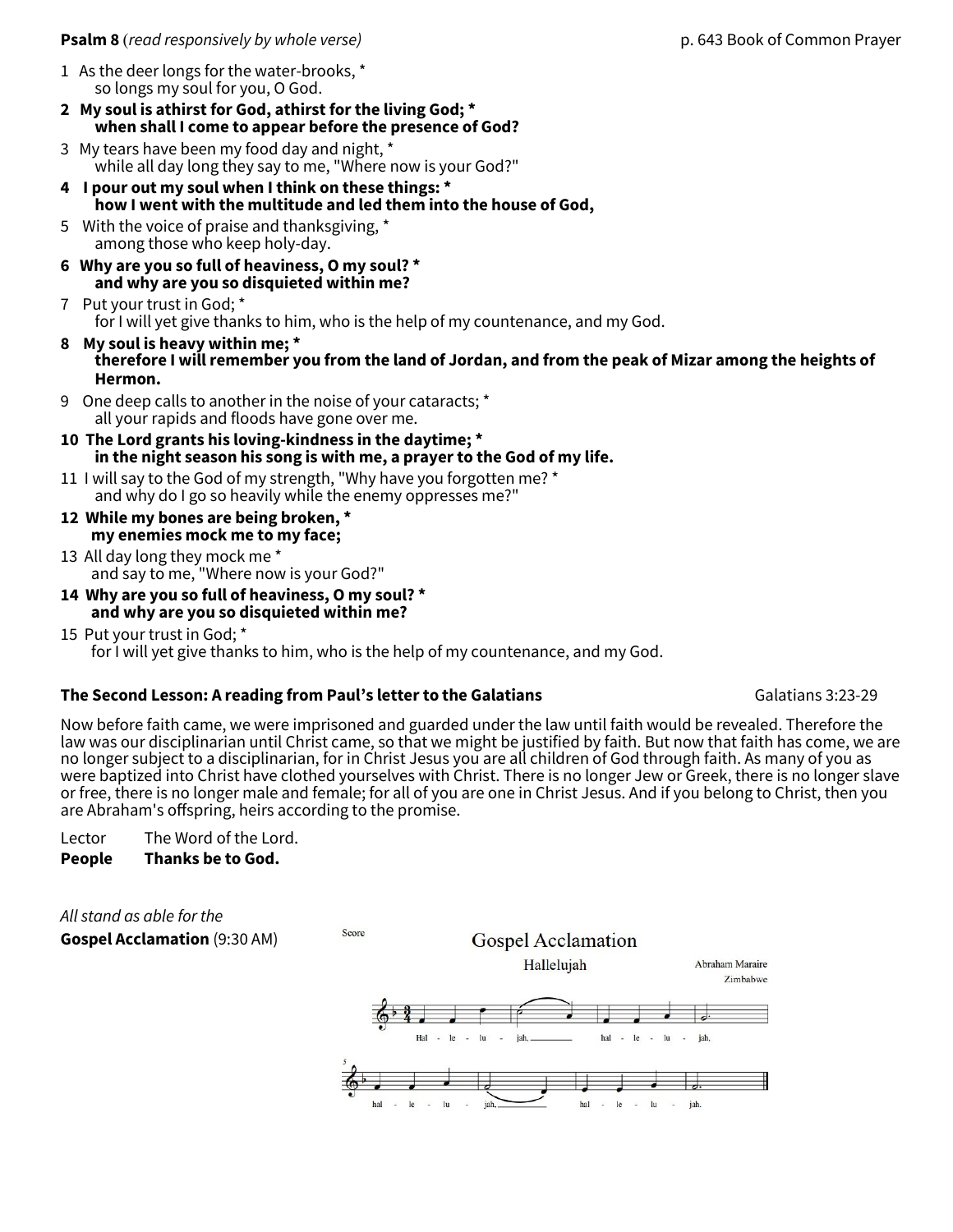**Psalm 8** (*read responsively by whole verse*) p. 643 Book of Common Prayer

1 As the deer longs for the water-brooks, *
so longs my soul for you, O God.

**2 My soul is athirst for God, athirst for the living God; *
when shall I come to appear before the presence of God?**

3 My tears have been my food day and night, *
while all day long they say to me, "Where now is your God?"

**4 I pour out my soul when I think on these things: *
how I went with the multitude and led them into the house of God,**

5 With the voice of praise and thanksgiving, *
among those who keep holy-day.

**6 Why are you so full of heaviness, O my soul? *
and why are you so disquieted within me?**

7 Put your trust in God; *
for I will yet give thanks to him, who is the help of my countenance, and my God.

**8 My soul is heavy within me; *
therefore I will remember you from the land of Jordan, and from the peak of Mizar among the heights of Hermon.**

9 One deep calls to another in the noise of your cataracts; *
all your rapids and floods have gone over me.

**10 The Lord grants his loving-kindness in the daytime; *
in the night season his song is with me, a prayer to the God of my life.**

11 I will say to the God of my strength, "Why have you forgotten me? *
and why do I go so heavily while the enemy oppresses me?"

**12 While my bones are being broken, *
my enemies mock me to my face;**

13 All day long they mock me *
and say to me, "Where now is your God?"

**14 Why are you so full of heaviness, O my soul? *
and why are you so disquieted within me?**

15 Put your trust in God; *
for I will yet give thanks to him, who is the help of my countenance, and my God.

**The Second Lesson: A reading from Paul's letter to the Galatians** Galatians 3:23-29

Now before faith came, we were imprisoned and guarded under the law until faith would be revealed. Therefore the law was our disciplinarian until Christ came, so that we might be justified by faith. But now that faith has come, we are no longer subject to a disciplinarian, for in Christ Jesus you are all children of God through faith. As many of you as were baptized into Christ have clothed yourselves with Christ. There is no longer Jew or Greek, there is no longer slave or free, there is no longer male and female; for all of you are one in Christ Jesus. And if you belong to Christ, then you are Abraham's offspring, heirs according to the promise.

Lector The Word of the Lord.
**People Thanks be to God.**

*All stand as able for the*
**Gospel Acclamation** (9:30 AM)

Score

Gospel Acclamation

Hallelujah

Abraham Maraire
Zimbabwe

Hal - le - lu - jah, hal - le - lu - jah,
hal - le - lu - jah, hal - le - lu - jah.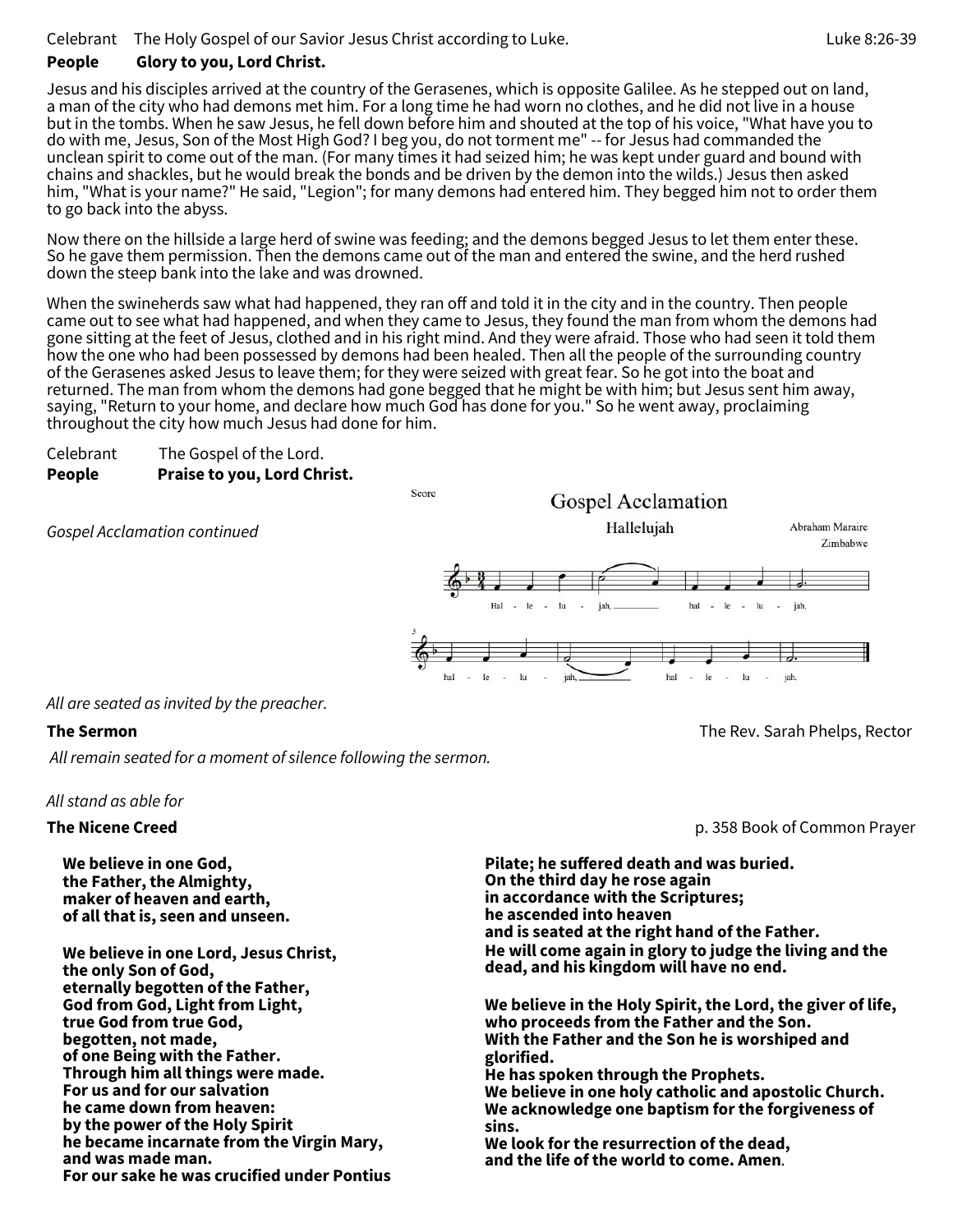Celebrant The Holy Gospel of our Savior Jesus Christ according to Luke. Luke 8:26-39

**People Glory to you, Lord Christ.**

Jesus and his disciples arrived at the country of the Gerasenes, which is opposite Galilee. As he stepped out on land, a man of the city who had demons met him. For a long time he had worn no clothes, and he did not live in a house but in the tombs. When he saw Jesus, he fell down before him and shouted at the top of his voice, "What have you to do with me, Jesus, Son of the Most High God? I beg you, do not torment me" -- for Jesus had commanded the unclean spirit to come out of the man. (For many times it had seized him; he was kept under guard and bound with chains and shackles, but he would break the bonds and be driven by the demon into the wilds.) Jesus then asked him, "What is your name?" He said, "Legion"; for many demons had entered him. They begged him not to order them to go back into the abyss.

Now there on the hillside a large herd of swine was feeding; and the demons begged Jesus to let them enter these. So he gave them permission. Then the demons came out of the man and entered the swine, and the herd rushed down the steep bank into the lake and was drowned.

When the swineherds saw what had happened, they ran off and told it in the city and in the country. Then people came out to see what had happened, and when they came to Jesus, they found the man from whom the demons had gone sitting at the feet of Jesus, clothed and in his right mind. And they were afraid. Those who had seen it told them how the one who had been possessed by demons had been healed. Then all the people of the surrounding country of the Gerasenes asked Jesus to leave them; for they were seized with great fear. So he got into the boat and returned. The man from whom the demons had gone begged that he might be with him; but Jesus sent him away, saying, "Return to your home, and declare how much God has done for you." So he went away, proclaiming throughout the city how much Jesus had done for him.

Celebrant The Gospel of the Lord.

**People Praise to you, Lord Christ.**

*Gospel Acclamation continued*

Gospel Acclamation

Hallelujah

Abraham Maraire, Zimbabwe

Hal-le-lu-jah, hal-le-lu-jah, hal-le-lu-jah, hal-le-lu-jah.

*All are seated as invited by the preacher.*

**The Sermon** The Rev. Sarah Phelps, Rector

*All remain seated for a moment of silence following the sermon.*

*All stand as able for*

**The Nicene Creed** p. 358 Book of Common Prayer

**We believe in one God,
the Father, the Almighty,
maker of heaven and earth,
of all that is, seen and unseen.**

**We believe in one Lord, Jesus Christ,
the only Son of God,
eternally begotten of the Father,
God from God, Light from Light,
true God from true God,
begotten, not made,
of one Being with the Father.
Through him all things were made.
For us and for our salvation
he came down from heaven:
by the power of the Holy Spirit
he became incarnate from the Virgin Mary,
and was made man.
For our sake he was crucified under Pontius Pilate; he suffered death and was buried.
On the third day he rose again
in accordance with the Scriptures;
he ascended into heaven
and is seated at the right hand of the Father.
He will come again in glory to judge the living and the dead, and his kingdom will have no end.**

**We believe in the Holy Spirit, the Lord, the giver of life,
who proceeds from the Father and the Son.
With the Father and the Son he is worshiped and glorified.
He has spoken through the Prophets.
We believe in one holy catholic and apostolic Church.
We acknowledge one baptism for the forgiveness of sins.
We look for the resurrection of the dead,
and the life of the world to come. Amen.**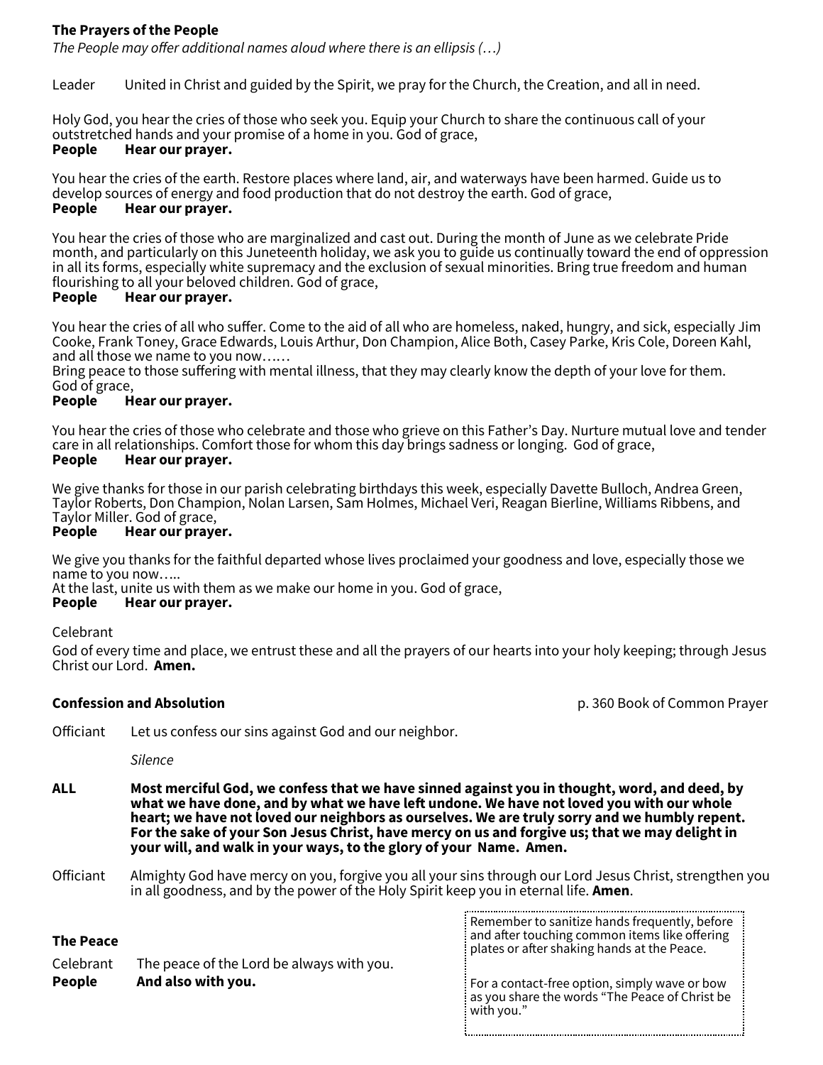**The Prayers of the People**

*The People may offer additional names aloud where there is an ellipsis (…)*

Leader  United in Christ and guided by the Spirit, we pray for the Church, the Creation, and all in need.

Holy God, you hear the cries of those who seek you. Equip your Church to share the continuous call of your outstretched hands and your promise of a home in you. God of grace,
**People  Hear our prayer.**

You hear the cries of the earth. Restore places where land, air, and waterways have been harmed. Guide us to develop sources of energy and food production that do not destroy the earth. God of grace,
**People  Hear our prayer.**

You hear the cries of those who are marginalized and cast out. During the month of June as we celebrate Pride month, and particularly on this Juneteenth holiday, we ask you to guide us continually toward the end of oppression in all its forms, especially white supremacy and the exclusion of sexual minorities. Bring true freedom and human flourishing to all your beloved children. God of grace,
**People  Hear our prayer.**

You hear the cries of all who suffer. Come to the aid of all who are homeless, naked, hungry, and sick, especially Jim Cooke, Frank Toney, Grace Edwards, Louis Arthur, Don Champion, Alice Both, Casey Parke, Kris Cole, Doreen Kahl, and all those we name to you now……
Bring peace to those suffering with mental illness, that they may clearly know the depth of your love for them. God of grace,
**People  Hear our prayer.**

You hear the cries of those who celebrate and those who grieve on this Father's Day. Nurture mutual love and tender care in all relationships. Comfort those for whom this day brings sadness or longing. God of grace,
**People  Hear our prayer.**

We give thanks for those in our parish celebrating birthdays this week, especially Davette Bulloch, Andrea Green, Taylor Roberts, Don Champion, Nolan Larsen, Sam Holmes, Michael Veri, Reagan Bierline, Williams Ribbens, and Taylor Miller. God of grace,
**People  Hear our prayer.**

We give you thanks for the faithful departed whose lives proclaimed your goodness and love, especially those we name to you now…..
At the last, unite us with them as we make our home in you. God of grace,
**People  Hear our prayer.**

Celebrant

God of every time and place, we entrust these and all the prayers of our hearts into your holy keeping; through Jesus Christ our Lord. **Amen.**

**Confession and Absolution**  p. 360 Book of Common Prayer

Officiant  Let us confess our sins against God and our neighbor.

*Silence*

**ALL  Most merciful God, we confess that we have sinned against you in thought, word, and deed, by what we have done, and by what we have left undone. We have not loved you with our whole heart; we have not loved our neighbors as ourselves. We are truly sorry and we humbly repent. For the sake of your Son Jesus Christ, have mercy on us and forgive us; that we may delight in your will, and walk in your ways, to the glory of your Name. Amen.**

Officiant  Almighty God have mercy on you, forgive you all your sins through our Lord Jesus Christ, strengthen you in all goodness, and by the power of the Holy Spirit keep you in eternal life. **Amen**.

**The Peace**

Celebrant  The peace of the Lord be always with you.
**People  And also with you.**

Remember to sanitize hands frequently, before and after touching common items like offering plates or after shaking hands at the Peace.

For a contact-free option, simply wave or bow as you share the words "The Peace of Christ be with you."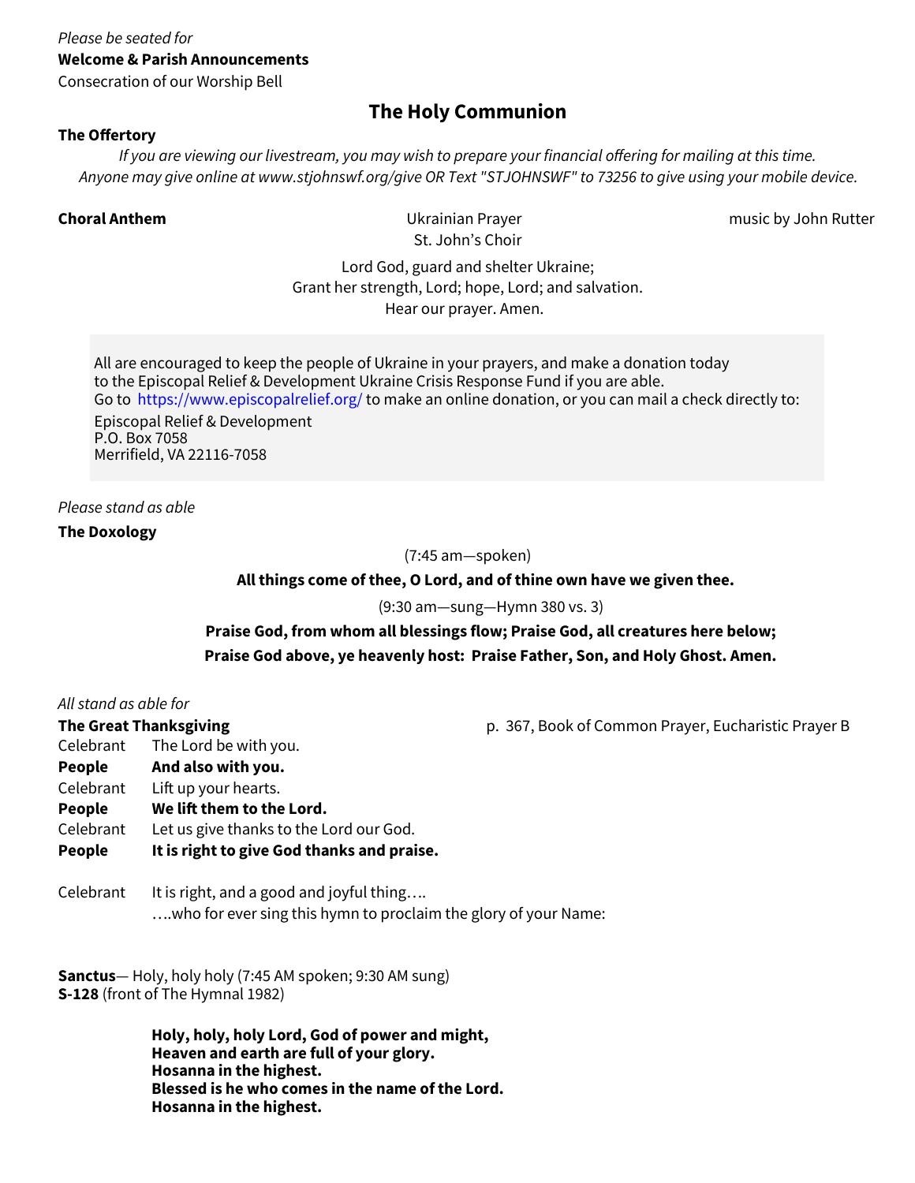*Please be seated for*

**Welcome & Parish Announcements**

Consecration of our Worship Bell

## The Holy Communion

**The Offertory**

*If you are viewing our livestream, you may wish to prepare your financial offering for mailing at this time. Anyone may give online at www.stjohnswf.org/give OR Text "STJOHNSWF" to 73256 to give using your mobile device.*

**Choral Anthem** Ukrainian Prayer — music by John Rutter

St. John's Choir

Lord God, guard and shelter Ukraine;
Grant her strength, Lord; hope, Lord; and salvation.
Hear our prayer. Amen.

All are encouraged to keep the people of Ukraine in your prayers, and make a donation today to the Episcopal Relief & Development Ukraine Crisis Response Fund if you are able.
Go to https://www.episcopalrelief.org/ to make an online donation, or you can mail a check directly to:

Episcopal Relief & Development
P.O. Box 7058
Merrifield, VA 22116-7058

*Please stand as able*

**The Doxology**

(7:45 am—spoken)

**All things come of thee, O Lord, and of thine own have we given thee.**

(9:30 am—sung—Hymn 380 vs. 3)

**Praise God, from whom all blessings flow; Praise God, all creatures here below;**
**Praise God above, ye heavenly host: Praise Father, Son, and Holy Ghost. Amen.**

*All stand as able for*

**The Great Thanksgiving** — p. 367, Book of Common Prayer, Eucharistic Prayer B

Celebrant The Lord be with you.
**People And also with you.**
Celebrant Lift up your hearts.
**People We lift them to the Lord.**
Celebrant Let us give thanks to the Lord our God.
**People It is right to give God thanks and praise.**

Celebrant It is right, and a good and joyful thing….
….who for ever sing this hymn to proclaim the glory of your Name:

**Sanctus**— Holy, holy holy (7:45 AM spoken; 9:30 AM sung)
**S-128** (front of The Hymnal 1982)

**Holy, holy, holy Lord, God of power and might,**
**Heaven and earth are full of your glory.**
**Hosanna in the highest.**
**Blessed is he who comes in the name of the Lord.**
**Hosanna in the highest.**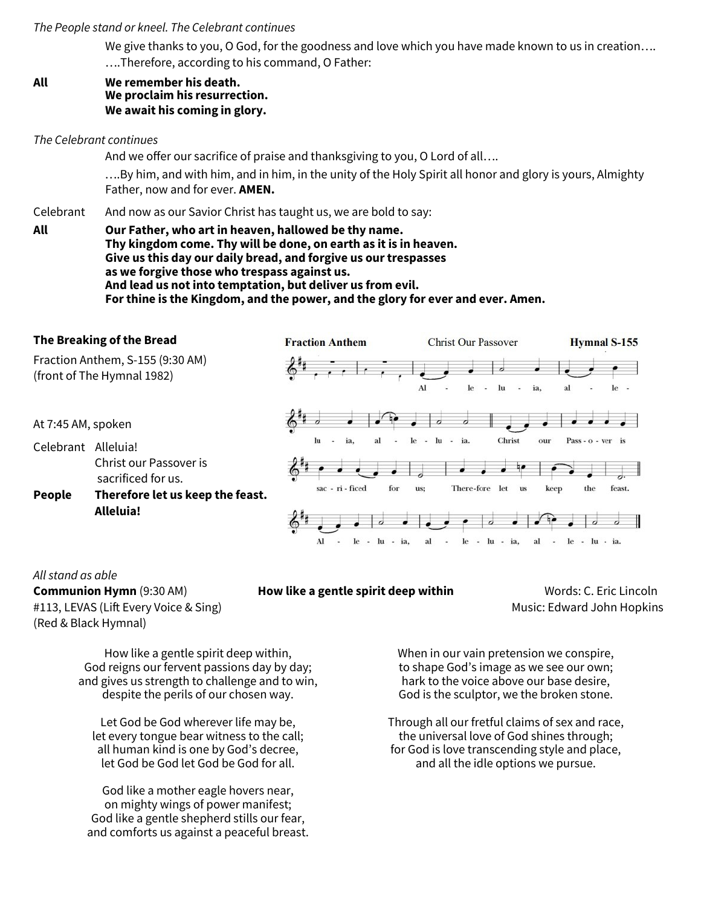*The People stand or kneel. The Celebrant continues*

We give thanks to you, O God, for the goodness and love which you have made known to us in creation….
….Therefore, according to his command, O Father:

**All** **We remember his death.**
**We proclaim his resurrection.**
**We await his coming in glory.**

*The Celebrant continues*

And we offer our sacrifice of praise and thanksgiving to you, O Lord of all….

….By him, and with him, and in him, in the unity of the Holy Spirit all honor and glory is yours, Almighty Father, now and for ever. **AMEN.**

Celebrant And now as our Savior Christ has taught us, we are bold to say:

**All** **Our Father, who art in heaven, hallowed be thy name.**
**Thy kingdom come. Thy will be done, on earth as it is in heaven.**
**Give us this day our daily bread, and forgive us our trespasses**
**as we forgive those who trespass against us.**
**And lead us not into temptation, but deliver us from evil.**
**For thine is the Kingdom, and the power, and the glory for ever and ever. Amen.**

**The Breaking of the Bread**

Fraction Anthem, S-155 (9:30 AM)
(front of The Hymnal 1982)

**Fraction Anthem** Christ Our Passover **Hymnal S-155**

Al - le - lu - ia, al - le - lu - ia, al - le - lu - ia. Christ our Pass - o - ver is sac - ri - ficed for us; There-fore let us keep the feast. Al - le - lu - ia, al - le - lu - ia, al - le - lu - ia.

At 7:45 AM, spoken

Celebrant Alleluia!
Christ our Passover is sacrificed for us.

**People** **Therefore let us keep the feast.**
**Alleluia!**

*All stand as able*

**Communion Hymn** (9:30 AM) **How like a gentle spirit deep within** Words: C. Eric Lincoln
#113, LEVAS (Lift Every Voice & Sing) Music: Edward John Hopkins
(Red & Black Hymnal)

How like a gentle spirit deep within,
God reigns our fervent passions day by day;
and gives us strength to challenge and to win,
despite the perils of our chosen way.

Let God be God wherever life may be,
let every tongue bear witness to the call;
all human kind is one by God's decree,
let God be God let God be God for all.

God like a mother eagle hovers near,
on mighty wings of power manifest;
God like a gentle shepherd stills our fear,
and comforts us against a peaceful breast.

When in our vain pretension we conspire,
to shape God's image as we see our own;
hark to the voice above our base desire,
God is the sculptor, we the broken stone.

Through all our fretful claims of sex and race,
the universal love of God shines through;
for God is love transcending style and place,
and all the idle options we pursue.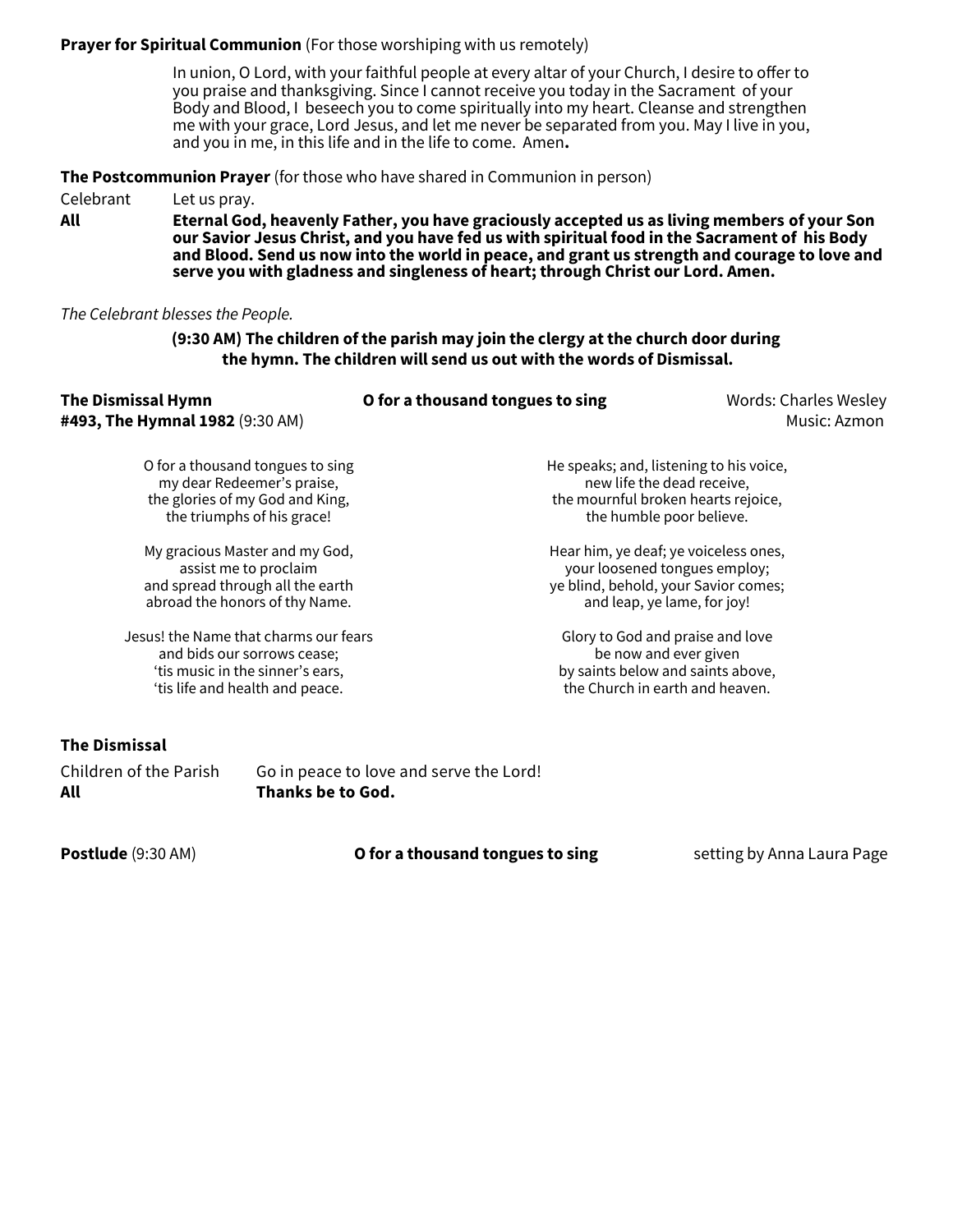**Prayer for Spiritual Communion** (For those worshiping with us remotely)

In union, O Lord, with your faithful people at every altar of your Church, I desire to offer to you praise and thanksgiving. Since I cannot receive you today in the Sacrament of your Body and Blood, I beseech you to come spiritually into my heart. Cleanse and strengthen me with your grace, Lord Jesus, and let me never be separated from you. May I live in you, and you in me, in this life and in the life to come. Amen**.**

**The Postcommunion Prayer** (for those who have shared in Communion in person)

Celebrant Let us pray.

**All Eternal God, heavenly Father, you have graciously accepted us as living members of your Son our Savior Jesus Christ, and you have fed us with spiritual food in the Sacrament of his Body and Blood. Send us now into the world in peace, and grant us strength and courage to love and serve you with gladness and singleness of heart; through Christ our Lord. Amen.**

*The Celebrant blesses the People.*

**(9:30 AM) The children of the parish may join the clergy at the church door during the hymn. The children will send us out with the words of Dismissal.**

**The Dismissal Hymn** **O for a thousand tongues to sing** Words: Charles Wesley
**#493, The Hymnal 1982** (9:30 AM) Music: Azmon

O for a thousand tongues to sing
my dear Redeemer's praise,
the glories of my God and King,
the triumphs of his grace!

My gracious Master and my God,
assist me to proclaim
and spread through all the earth
abroad the honors of thy Name.

Jesus! the Name that charms our fears
and bids our sorrows cease;
'tis music in the sinner's ears,
'tis life and health and peace.

He speaks; and, listening to his voice,
new life the dead receive,
the mournful broken hearts rejoice,
the humble poor believe.

Hear him, ye deaf; ye voiceless ones,
your loosened tongues employ;
ye blind, behold, your Savior comes;
and leap, ye lame, for joy!

Glory to God and praise and love
be now and ever given
by saints below and saints above,
the Church in earth and heaven.

**The Dismissal**

Children of the Parish Go in peace to love and serve the Lord!
**All Thanks be to God.**

**Postlude** (9:30 AM) **O for a thousand tongues to sing** setting by Anna Laura Page